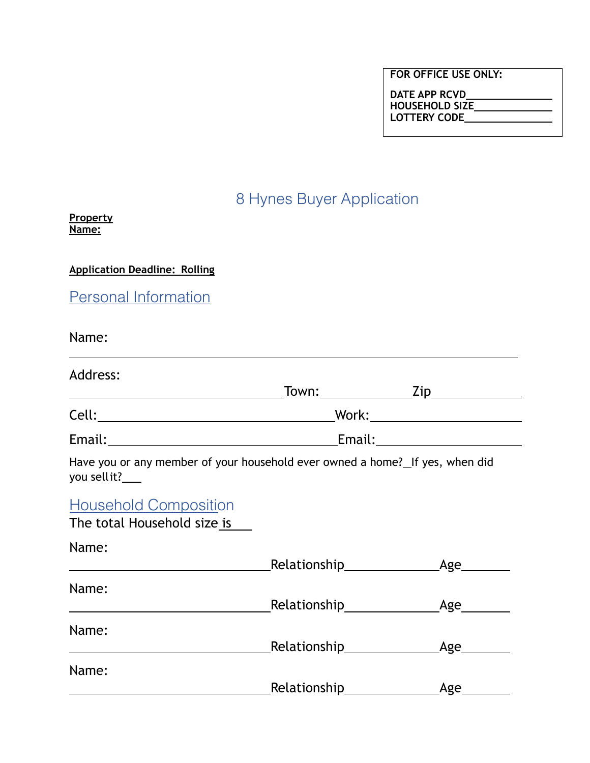**FOR OFFICE USE ONLY:**

**DATE APP RCVD\_\_\_\_\_\_\_\_\_\_\_\_\_\_\_**
**HOUSEHOLD SIZE\_\_\_\_\_\_\_\_\_\_\_\_\_\_**
**LOTTERY CODE\_\_\_\_\_\_\_\_\_\_\_\_\_\_\_**

# 8 Hynes Buyer Application

**Property Name:**

**Application Deadline: Rolling**

## Personal Information

Name:

\_\_\_\_\_\_\_\_\_\_\_\_\_\_\_\_\_\_\_\_\_\_\_\_\_\_\_\_\_\_\_\_\_\_\_\_\_\_\_\_\_\_\_\_\_\_\_\_\_\_\_\_\_\_\_\_\_\_\_\_

Address:

\_\_\_\_\_\_\_\_\_\_\_\_\_\_\_\_\_\_\_\_\_\_\_\_\_\_\_\_\_\_Town:\_\_\_\_\_\_\_\_\_\_\_\_\_Zip\_\_\_\_\_\_\_\_\_\_\_\_\_

Cell:\_\_\_\_\_\_\_\_\_\_\_\_\_\_\_\_\_\_\_\_\_\_\_\_\_\_\_\_\_\_\_\_\_Work:\_\_\_\_\_\_\_\_\_\_\_\_\_\_\_\_\_\_\_\_\_\_\_

Email:\_\_\_\_\_\_\_\_\_\_\_\_\_\_\_\_\_\_\_\_\_\_\_\_\_\_\_\_\_\_\_\_Email:\_\_\_\_\_\_\_\_\_\_\_\_\_\_\_\_\_\_\_\_\_\_\_

Have you or any member of your household ever owned a home?\_If yes, when did you sell it?\_\_\_

## Household Composition

The total Household size is\_\_\_\_

Name:

\_\_\_\_\_\_\_\_\_\_\_\_\_\_\_\_\_\_\_\_\_\_\_\_\_\_\_\_Relationship\_\_\_\_\_\_\_\_\_\_\_\_\_Age\_\_\_\_\_\_\_

Name:

\_\_\_\_\_\_\_\_\_\_\_\_\_\_\_\_\_\_\_\_\_\_\_\_\_\_\_\_Relationship\_\_\_\_\_\_\_\_\_\_\_\_\_Age\_\_\_\_\_\_\_

Name:

\_\_\_\_\_\_\_\_\_\_\_\_\_\_\_\_\_\_\_\_\_\_\_\_\_\_\_\_Relationship\_\_\_\_\_\_\_\_\_\_\_\_\_Age\_\_\_\_\_\_\_

Name:

\_\_\_\_\_\_\_\_\_\_\_\_\_\_\_\_\_\_\_\_\_\_\_\_\_\_\_\_Relationship\_\_\_\_\_\_\_\_\_\_\_\_\_Age\_\_\_\_\_\_\_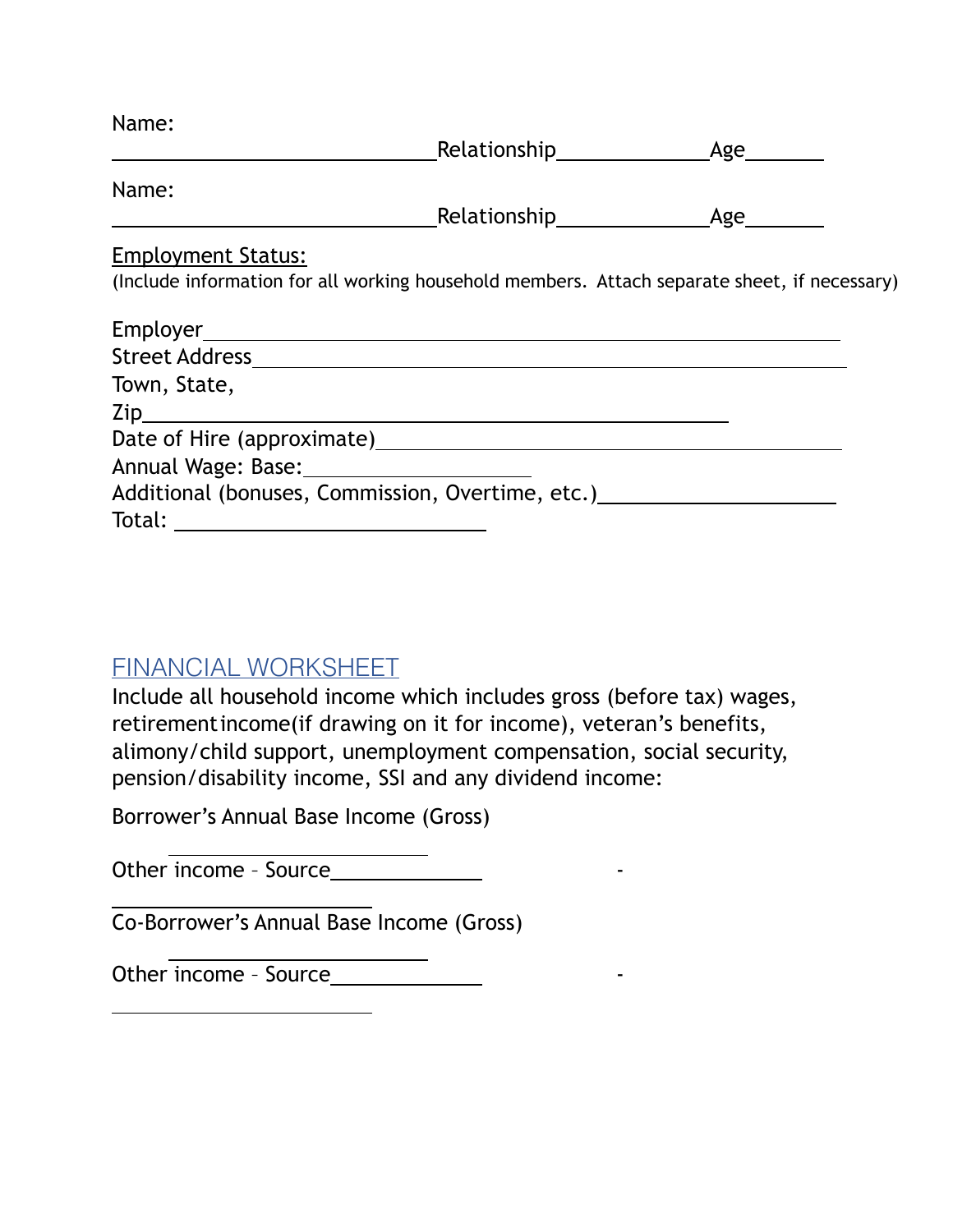Name: \_\_\_\_\_\_\_\_\_\_\_\_\_\_\_\_\_\_\_\_\_\_\_\_\_\_\_\_\_\_ Relationship\_\_\_\_\_\_\_\_\_\_\_\_\_\_ Age\_\_\_\_\_\_\_

Name: \_\_\_\_\_\_\_\_\_\_\_\_\_\_\_\_\_\_\_\_\_\_\_\_\_\_\_\_\_\_ Relationship\_\_\_\_\_\_\_\_\_\_\_\_\_\_ Age\_\_\_\_\_\_\_

Employment Status:

(Include information for all working household members. Attach separate sheet, if necessary)

Employer\_\_\_\_\_\_\_\_\_\_\_\_\_\_\_\_\_\_\_\_\_\_\_\_\_\_\_\_\_\_\_\_\_\_\_\_\_\_\_\_\_\_\_\_\_\_\_\_\_\_\_\_\_\_

Street Address\_\_\_\_\_\_\_\_\_\_\_\_\_\_\_\_\_\_\_\_\_\_\_\_\_\_\_\_\_\_\_\_\_\_\_\_\_\_\_\_\_\_\_\_\_\_\_\_\_\_

Town, State, Zip\_\_\_\_\_\_\_\_\_\_\_\_\_\_\_\_\_\_\_\_\_\_\_\_\_\_\_\_\_\_\_\_\_\_\_\_\_\_\_\_\_\_\_\_\_\_\_\_

Date of Hire (approximate)\_\_\_\_\_\_\_\_\_\_\_\_\_\_\_\_\_\_\_\_\_\_\_\_\_\_\_\_\_\_\_\_\_\_\_\_\_\_

Annual Wage: Base:\_\_\_\_\_\_\_\_\_\_\_\_\_\_\_\_\_\_\_\_\_\_

Additional (bonuses, Commission, Overtime, etc.)\_\_\_\_\_\_\_\_\_\_\_\_\_\_\_\_\_\_\_\_\_\_

Total: \_\_\_\_\_\_\_\_\_\_\_\_\_\_\_\_\_\_\_\_\_\_\_\_\_\_\_\_

## FINANCIAL WORKSHEET

Include all household income which includes gross (before tax) wages, retirementincome(if drawing on it for income), veteran's benefits, alimony/child support, unemployment compensation, social security, pension/disability income, SSI and any dividend income:

Borrower's Annual Base Income (Gross) \_\_\_\_\_\_\_\_\_\_\_\_\_\_\_\_\_\_\_\_\_\_\_\_\_\_

Other income – Source\_\_\_\_\_\_\_\_\_\_\_\_\_\_\_ - \_\_\_\_\_\_\_\_\_\_\_\_\_\_\_\_\_\_\_\_\_\_\_\_\_\_

Co-Borrower's Annual Base Income (Gross) \_\_\_\_\_\_\_\_\_\_\_\_\_\_\_\_\_\_\_\_\_\_\_\_\_\_

Other income – Source\_\_\_\_\_\_\_\_\_\_\_\_\_\_\_ - \_\_\_\_\_\_\_\_\_\_\_\_\_\_\_\_\_\_\_\_\_\_\_\_\_\_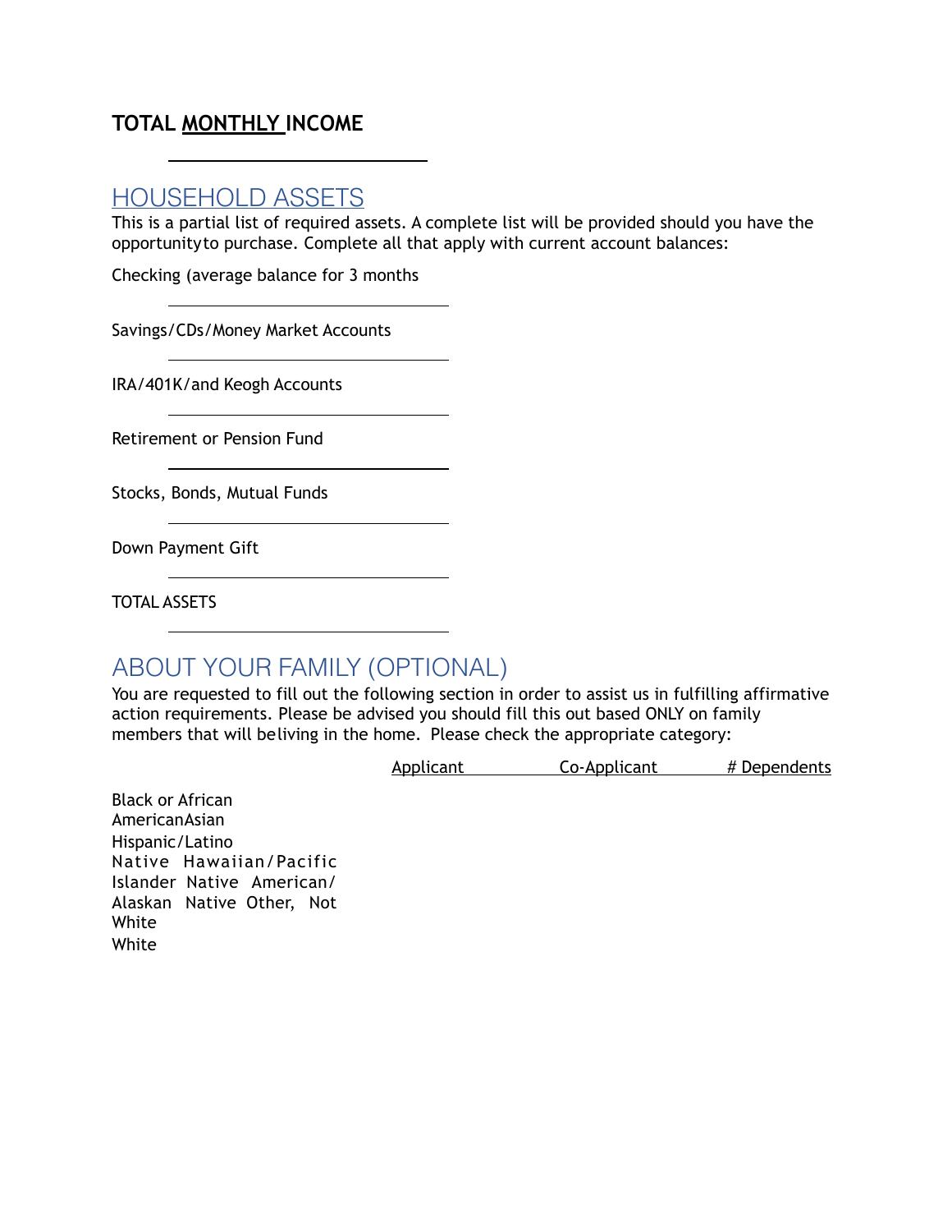**TOTAL MONTHLY INCOME**

\_\_\_\_\_\_\_\_\_\_\_\_\_\_\_\_\_\_\_\_\_\_\_\_\_\_

## HOUSEHOLD ASSETS

This is a partial list of required assets. A complete list will be provided should you have the opportunity to purchase. Complete all that apply with current account balances:

Checking (average balance for 3 months

\_\_\_\_\_\_\_\_\_\_\_\_\_\_\_\_\_\_\_\_\_\_\_\_\_\_

Savings/CDs/Money Market Accounts

\_\_\_\_\_\_\_\_\_\_\_\_\_\_\_\_\_\_\_\_\_\_\_\_\_\_

IRA/401K/and Keogh Accounts

\_\_\_\_\_\_\_\_\_\_\_\_\_\_\_\_\_\_\_\_\_\_\_\_\_\_

Retirement or Pension Fund

\_\_\_\_\_\_\_\_\_\_\_\_\_\_\_\_\_\_\_\_\_\_\_\_\_\_

Stocks, Bonds, Mutual Funds

\_\_\_\_\_\_\_\_\_\_\_\_\_\_\_\_\_\_\_\_\_\_\_\_\_\_

Down Payment Gift

\_\_\_\_\_\_\_\_\_\_\_\_\_\_\_\_\_\_\_\_\_\_\_\_\_\_

TOTAL ASSETS

\_\_\_\_\_\_\_\_\_\_\_\_\_\_\_\_\_\_\_\_\_\_\_\_\_\_

## ABOUT YOUR FAMILY (OPTIONAL)

You are requested to fill out the following section in order to assist us in fulfilling affirmative action requirements. Please be advised you should fill this out based ONLY on family members that will be living in the home. Please check the appropriate category:

| | Applicant | Co-Applicant | # Dependents |
|---|---|---|---|
| Black or African American | | | |
| Asian | | | |
| Hispanic/Latino | | | |
| Native Hawaiian/Pacific Islander | | | |
| Native American/Alaskan Native | | | |
| Other, Not White | | | |
| White | | | |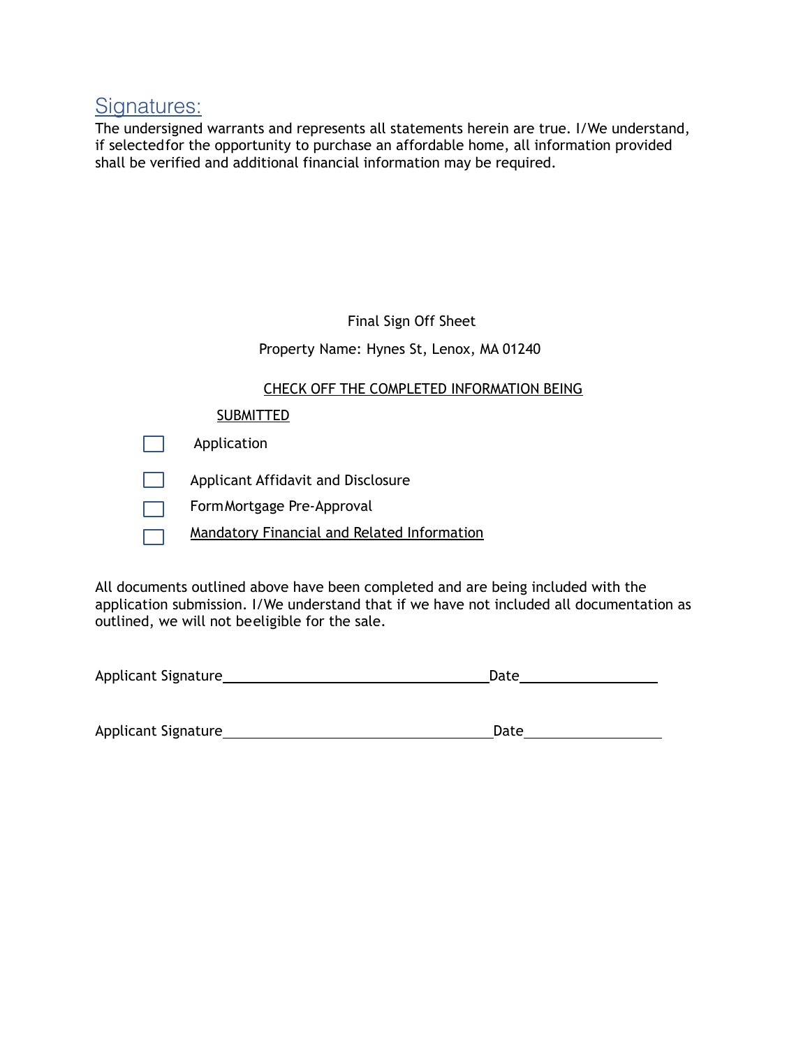## Signatures:

The undersigned warrants and represents all statements herein are true. I/We understand, if selected for the opportunity to purchase an affordable home, all information provided shall be verified and additional financial information may be required.

Final Sign Off Sheet

Property Name: Hynes St, Lenox, MA 01240

CHECK OFF THE COMPLETED INFORMATION BEING SUBMITTED

- ☐ Application
- ☐ Applicant Affidavit and Disclosure
- ☐ Form Mortgage Pre-Approval
- ☐ Mandatory Financial and Related Information

All documents outlined above have been completed and are being included with the application submission. I/We understand that if we have not included all documentation as outlined, we will not be eligible for the sale.

Applicant Signature\_\_\_\_\_\_\_\_\_\_\_\_\_\_\_\_\_\_\_\_\_\_\_\_\_\_\_\_\_\_\_\_\_\_\_ Date\_\_\_\_\_\_\_\_\_\_\_\_\_\_\_\_\_\_

Applicant Signature\_\_\_\_\_\_\_\_\_\_\_\_\_\_\_\_\_\_\_\_\_\_\_\_\_\_\_\_\_\_\_\_\_\_\_ Date\_\_\_\_\_\_\_\_\_\_\_\_\_\_\_\_\_\_